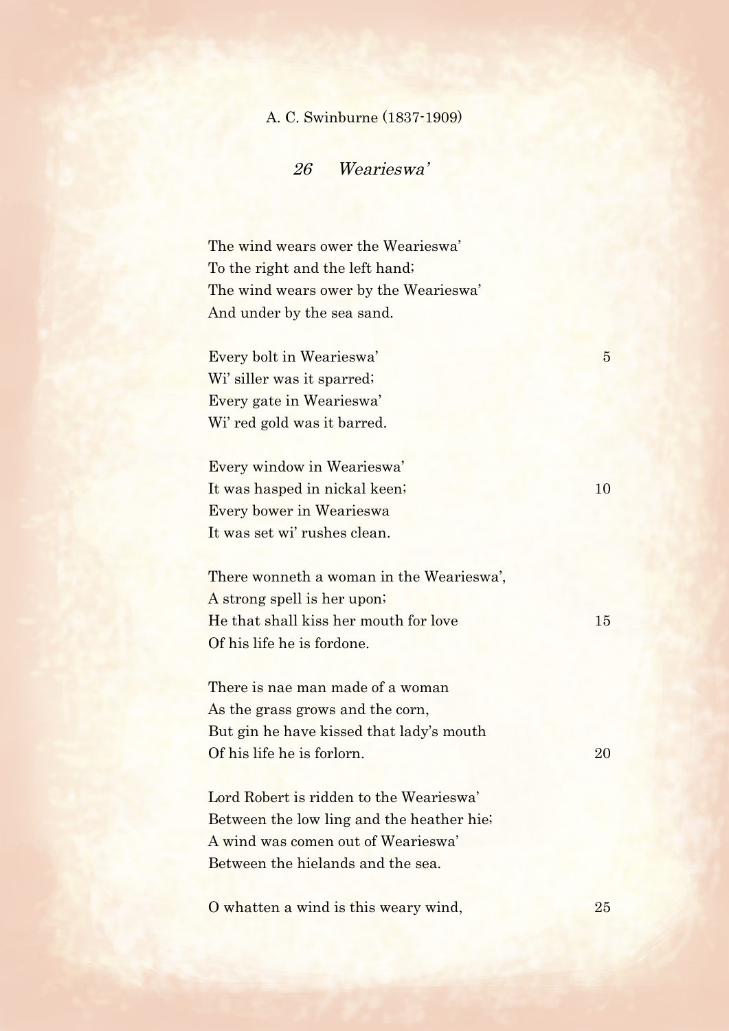A. C. Swinburne (1837-1909)

## *26 Wearieswa'*

The wind wears ower the Wearieswa'  
To the right and the left hand;  
The wind wears ower by the Wearieswa'  
And under by the sea sand.

Every bolt in Wearieswa' 5  
Wi' siller was it sparred;  
Every gate in Wearieswa'  
Wi' red gold was it barred.

Every window in Wearieswa'  
It was hasped in nickal keen; 10  
Every bower in Wearieswa  
It was set wi' rushes clean.

There wonneth a woman in the Wearieswa',  
A strong spell is her upon;  
He that shall kiss her mouth for love 15  
Of his life he is fordone.

There is nae man made of a woman  
As the grass grows and the corn,  
But gin he have kissed that lady's mouth  
Of his life he is forlorn. 20

Lord Robert is ridden to the Wearieswa'  
Between the low ling and the heather hie;  
A wind was comen out of Wearieswa'  
Between the hielands and the sea.

O whatten a wind is this weary wind, 25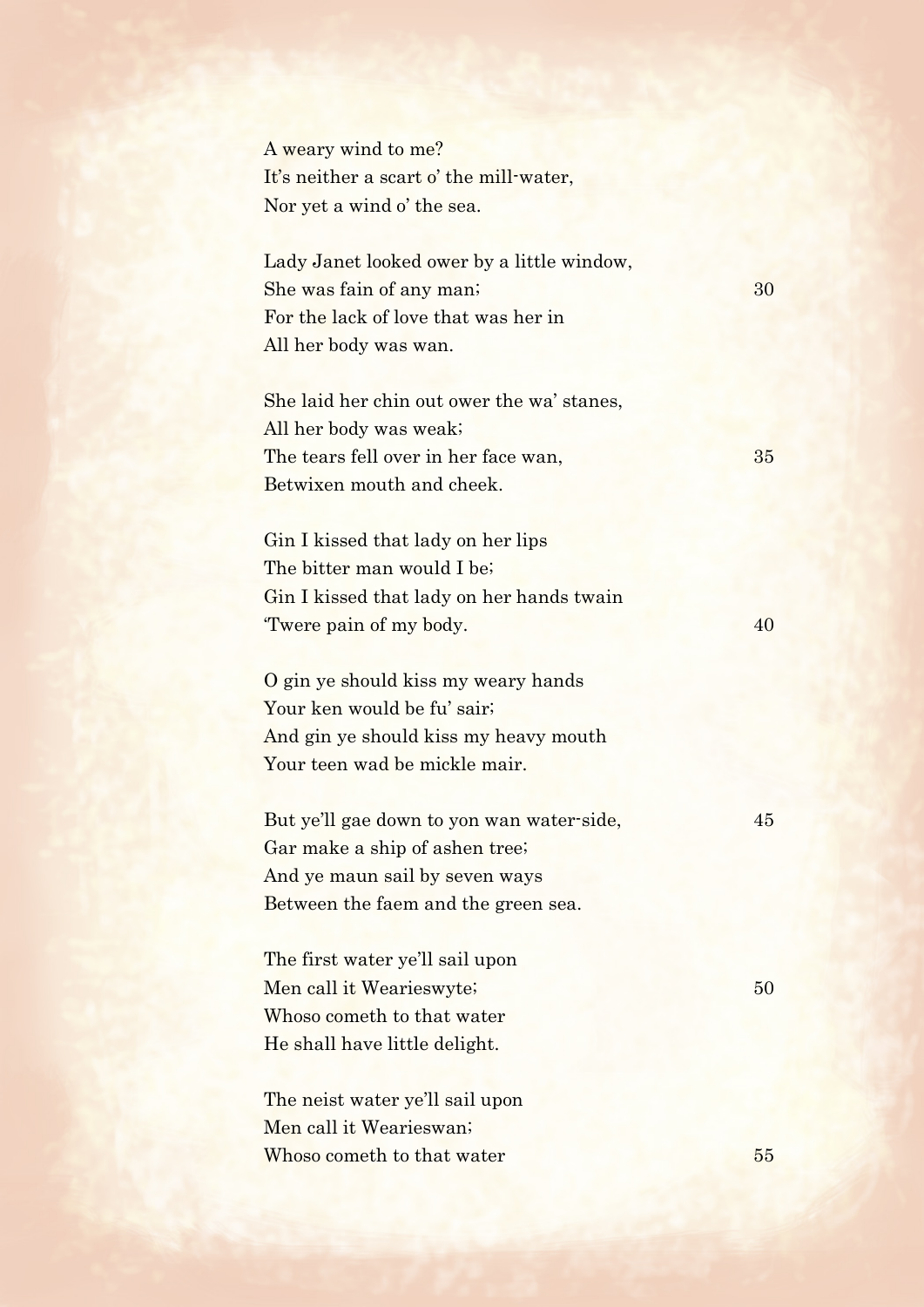A weary wind to me?  
It's neither a scart o' the mill-water,  
Nor yet a wind o' the sea.

Lady Janet looked ower by a little window,  
She was fain of any man; 30  
For the lack of love that was her in  
All her body was wan.

She laid her chin out ower the wa' stanes,  
All her body was weak;  
The tears fell over in her face wan, 35  
Betwixen mouth and cheek.

Gin I kissed that lady on her lips  
The bitter man would I be;  
Gin I kissed that lady on her hands twain  
'Twere pain of my body. 40

O gin ye should kiss my weary hands  
Your ken would be fu' sair;  
And gin ye should kiss my heavy mouth  
Your teen wad be mickle mair.

But ye'll gae down to yon wan water-side, 45  
Gar make a ship of ashen tree;  
And ye maun sail by seven ways  
Between the faem and the green sea.

The first water ye'll sail upon  
Men call it Wearieswyte; 50  
Whoso cometh to that water  
He shall have little delight.

The neist water ye'll sail upon  
Men call it Wearieswan;  
Whoso cometh to that water 55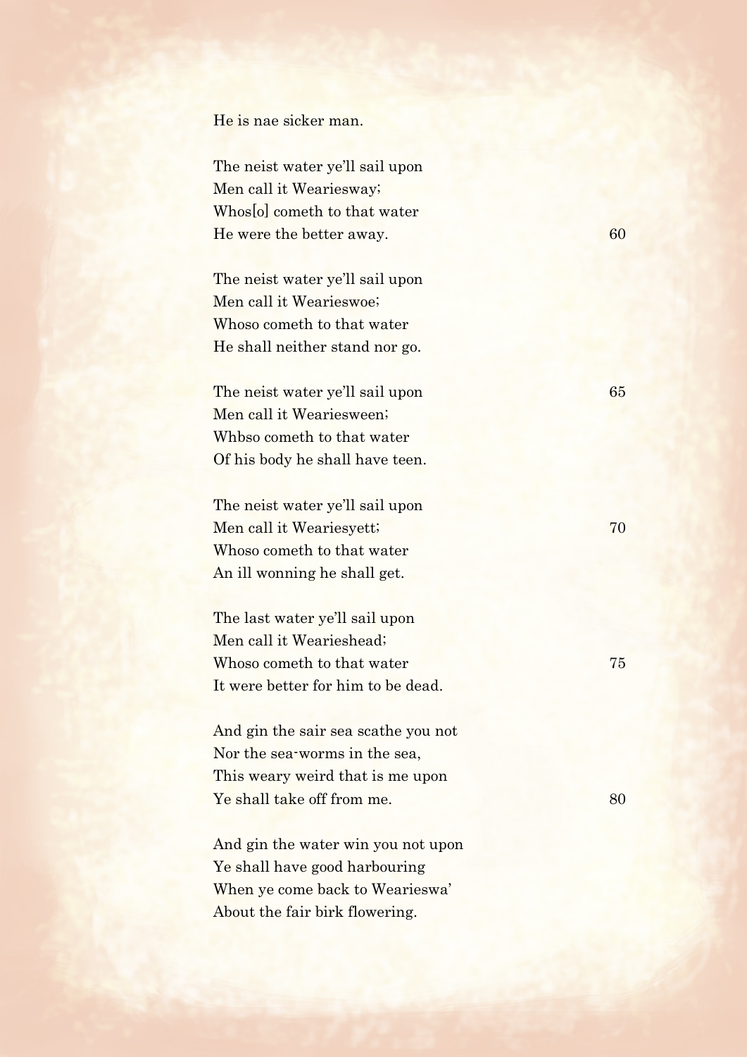He is nae sicker man.

The neist water ye'll sail upon
Men call it Weariesway;
Whos[o] cometh to that water
He were the better away. 60

The neist water ye'll sail upon
Men call it Weariesswoe;
Whoso cometh to that water
He shall neither stand nor go.

The neist water ye'll sail upon 65
Men call it Weariesween;
Whbso cometh to that water
Of his body he shall have teen.

The neist water ye'll sail upon
Men call it Weariesyett; 70
Whoso cometh to that water
An ill wonning he shall get.

The last water ye'll sail upon
Men call it Weariesshead;
Whoso cometh to that water 75
It were better for him to be dead.

And gin the sair sea scathe you not
Nor the sea-worms in the sea,
This weary weird that is me upon
Ye shall take off from me. 80

And gin the water win you not upon
Ye shall have good harbouring
When ye come back to Weariesswa'
About the fair birk flowering.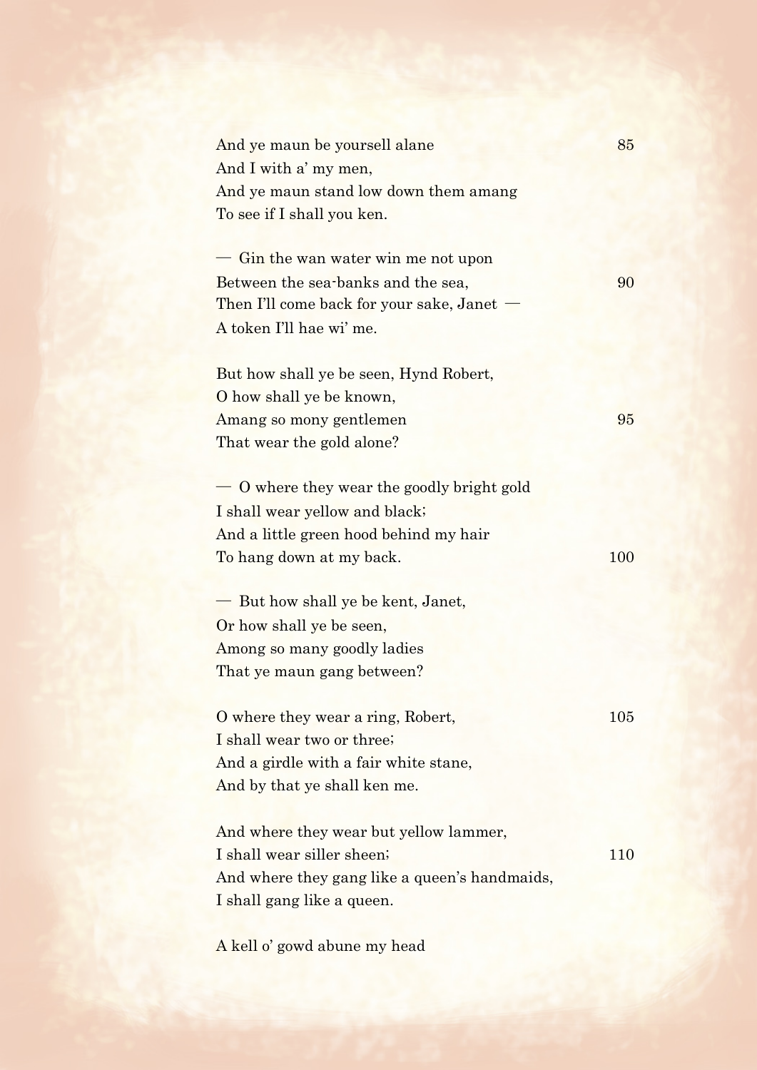And ye maun be yoursell alane  
And I with a' my men,  
And ye maun stand low down them amang  
To see if I shall you ken.

— Gin the wan water win me not upon  
Between the sea-banks and the sea,  
Then I'll come back for your sake, Janet —  
A token I'll hae wi' me.

But how shall ye be seen, Hynd Robert,  
O how shall ye be known,  
Amang so mony gentlemen  
That wear the gold alone?

— O where they wear the goodly bright gold  
I shall wear yellow and black;  
And a little green hood behind my hair  
To hang down at my back.

— But how shall ye be kent, Janet,  
Or how shall ye be seen,  
Among so many goodly ladies  
That ye maun gang between?

O where they wear a ring, Robert,  
I shall wear two or three;  
And a girdle with a fair white stane,  
And by that ye shall ken me.

And where they wear but yellow lammer,  
I shall wear siller sheen;  
And where they gang like a queen's handmaids,  
I shall gang like a queen.

A kell o' gowd abune my head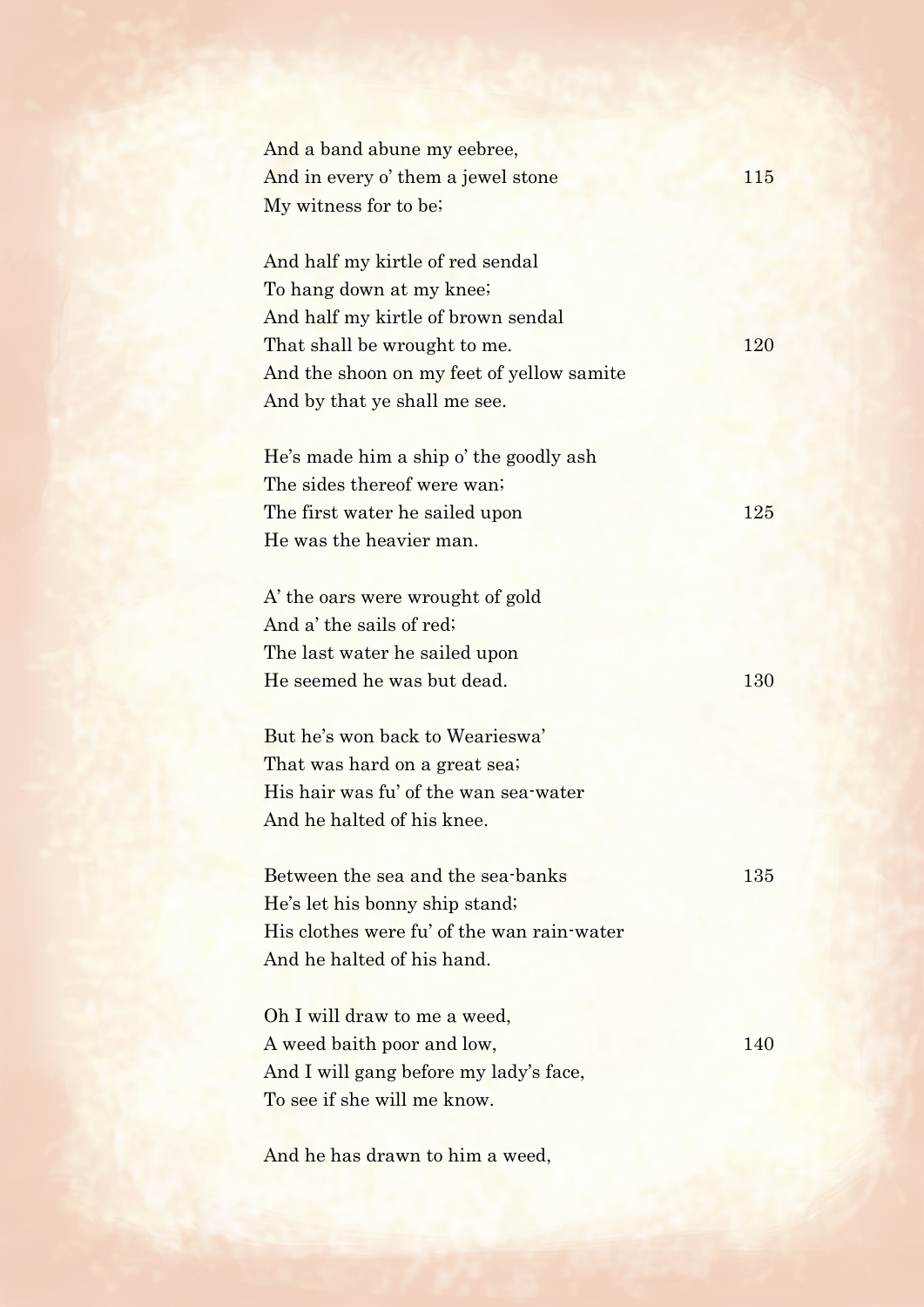And a band abune my eebree,  
And in every o' them a jewel stone  
My witness for to be;

And half my kirtle of red sendal  
To hang down at my knee;  
And half my kirtle of brown sendal  
That shall be wrought to me.  
And the shoon on my feet of yellow samite  
And by that ye shall me see.

He's made him a ship o' the goodly ash  
The sides thereof were wan;  
The first water he sailed upon  
He was the heavier man.

A' the oars were wrought of gold  
And a' the sails of red;  
The last water he sailed upon  
He seemed he was but dead.

But he's won back to Wearieswa'  
That was hard on a great sea;  
His hair was fu' of the wan sea-water  
And he halted of his knee.

Between the sea and the sea-banks  
He's let his bonny ship stand;  
His clothes were fu' of the wan rain-water  
And he halted of his hand.

Oh I will draw to me a weed,  
A weed baith poor and low,  
And I will gang before my lady's face,  
To see if she will me know.

And he has drawn to him a weed,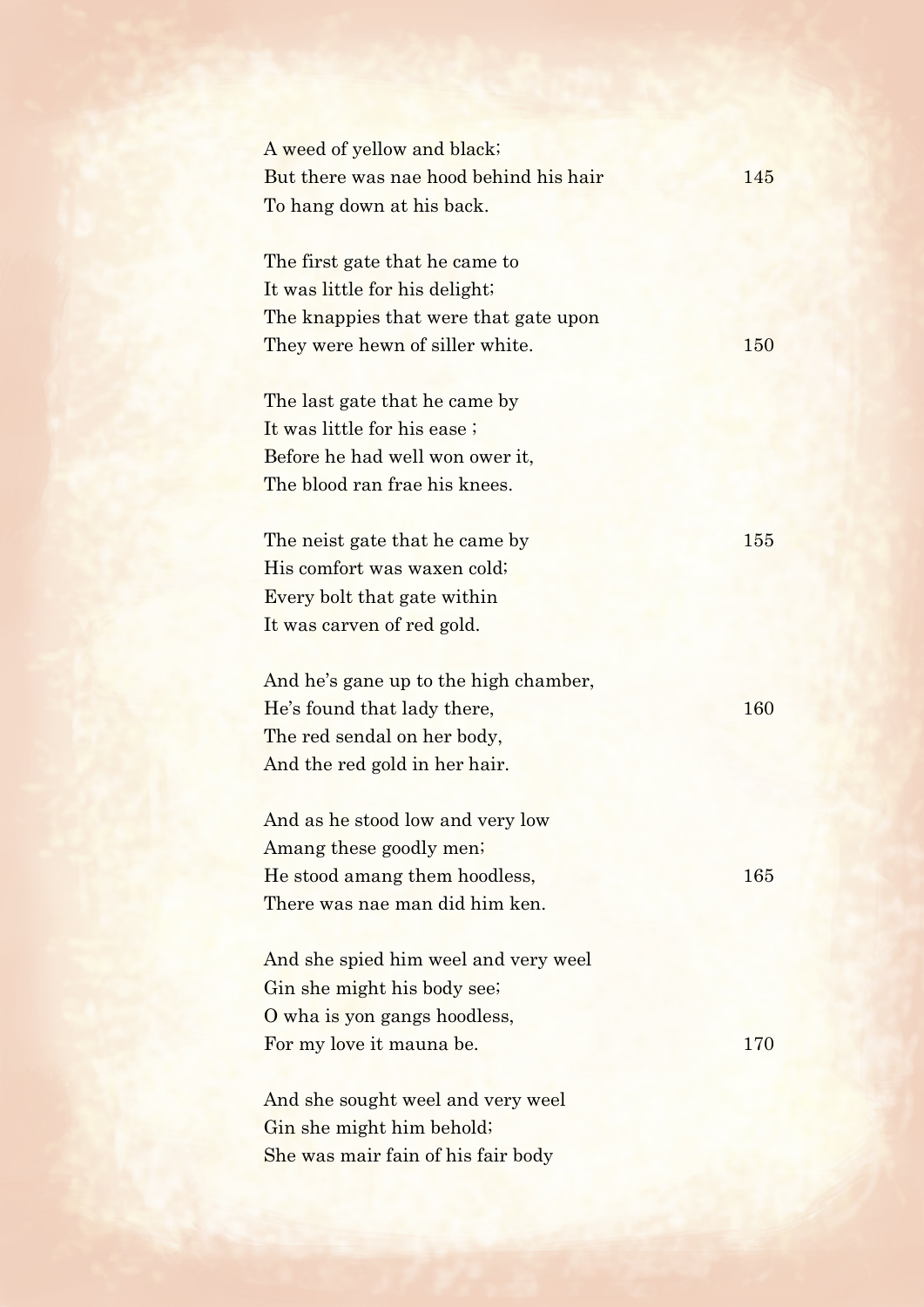A weed of yellow and black;
But there was nae hood behind his hair 145
To hang down at his back.

The first gate that he came to
It was little for his delight;
The knappies that were that gate upon
They were hewn of siller white. 150

The last gate that he came by
It was little for his ease ;
Before he had well won ower it,
The blood ran frae his knees.

The neist gate that he came by 155
His comfort was waxen cold;
Every bolt that gate within
It was carven of red gold.

And he's gane up to the high chamber,
He's found that lady there, 160
The red sendal on her body,
And the red gold in her hair.

And as he stood low and very low
Amang these goodly men;
He stood amang them hoodless, 165
There was nae man did him ken.

And she spied him weel and very weel
Gin she might his body see;
O wha is yon gangs hoodless,
For my love it mauna be. 170

And she sought weel and very weel
Gin she might him behold;
She was mair fain of his fair body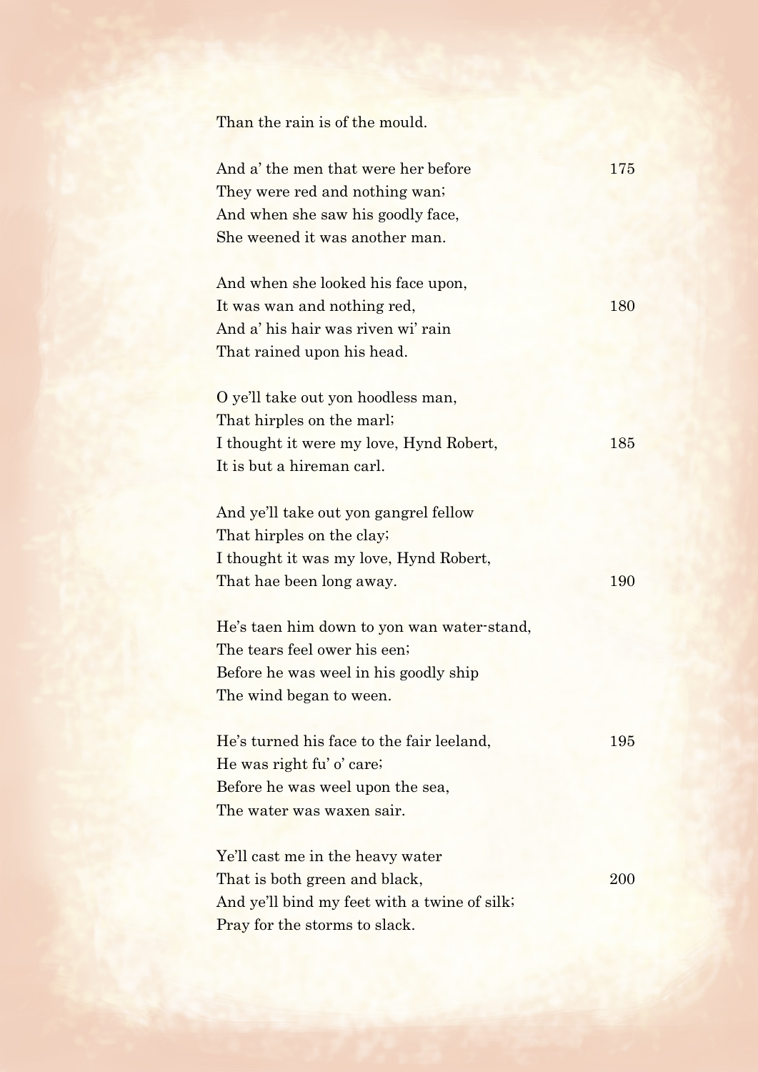Than the rain is of the mould.

And a' the men that were her before  175
They were red and nothing wan;
And when she saw his goodly face,
She weened it was another man.

And when she looked his face upon,
It was wan and nothing red,  180
And a' his hair was riven wi' rain
That rained upon his head.

O ye'll take out yon hoodless man,
That hirples on the marl;
I thought it were my love, Hynd Robert,  185
It is but a hireman carl.

And ye'll take out yon gangrel fellow
That hirples on the clay;
I thought it was my love, Hynd Robert,
That hae been long away.  190

He's taen him down to yon wan water-stand,
The tears feel ower his een;
Before he was weel in his goodly ship
The wind began to ween.

He's turned his face to the fair leeland,  195
He was right fu' o' care;
Before he was weel upon the sea,
The water was waxen sair.

Ye'll cast me in the heavy water
That is both green and black,  200
And ye'll bind my feet with a twine of silk;
Pray for the storms to slack.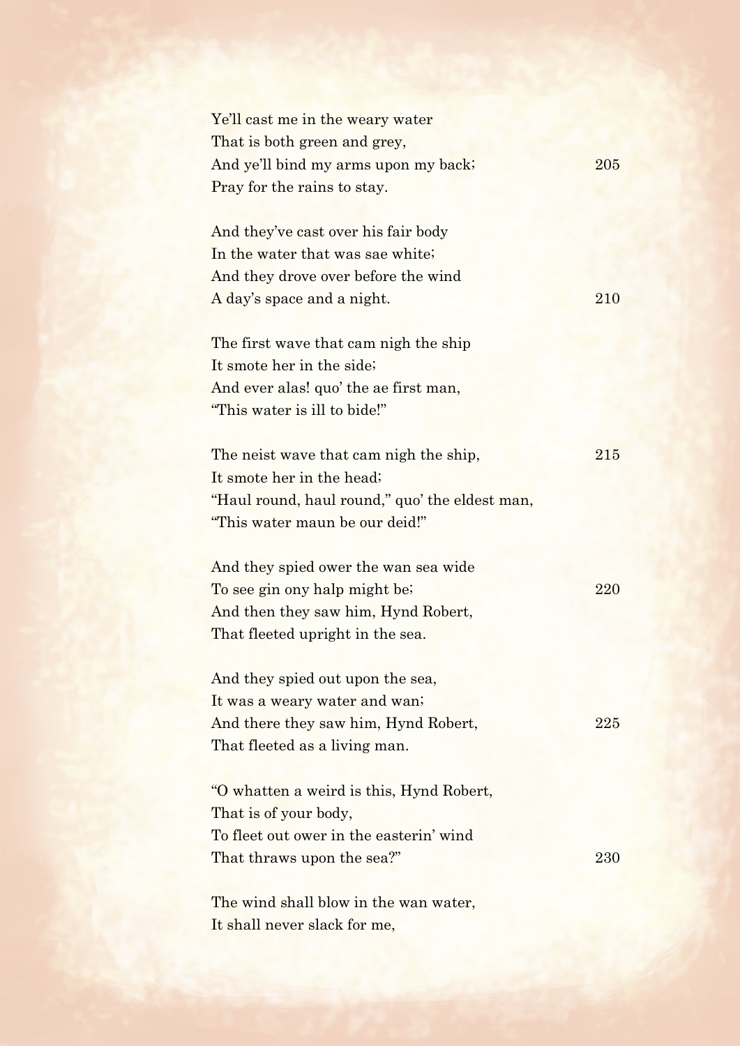Ye'll cast me in the weary water
That is both green and grey,
And ye'll bind my arms upon my back; 205
Pray for the rains to stay.

And they've cast over his fair body
In the water that was sae white;
And they drove over before the wind
A day's space and a night. 210

The first wave that cam nigh the ship
It smote her in the side;
And ever alas! quo' the ae first man,
"This water is ill to bide!"

The neist wave that cam nigh the ship, 215
It smote her in the head;
"Haul round, haul round," quo' the eldest man,
"This water maun be our deid!"

And they spied ower the wan sea wide
To see gin ony halp might be; 220
And then they saw him, Hynd Robert,
That fleeted upright in the sea.

And they spied out upon the sea,
It was a weary water and wan;
And there they saw him, Hynd Robert, 225
That fleeted as a living man.

"O whatten a weird is this, Hynd Robert,
That is of your body,
To fleet out ower in the easterin' wind
That thraws upon the sea?" 230

The wind shall blow in the wan water,
It shall never slack for me,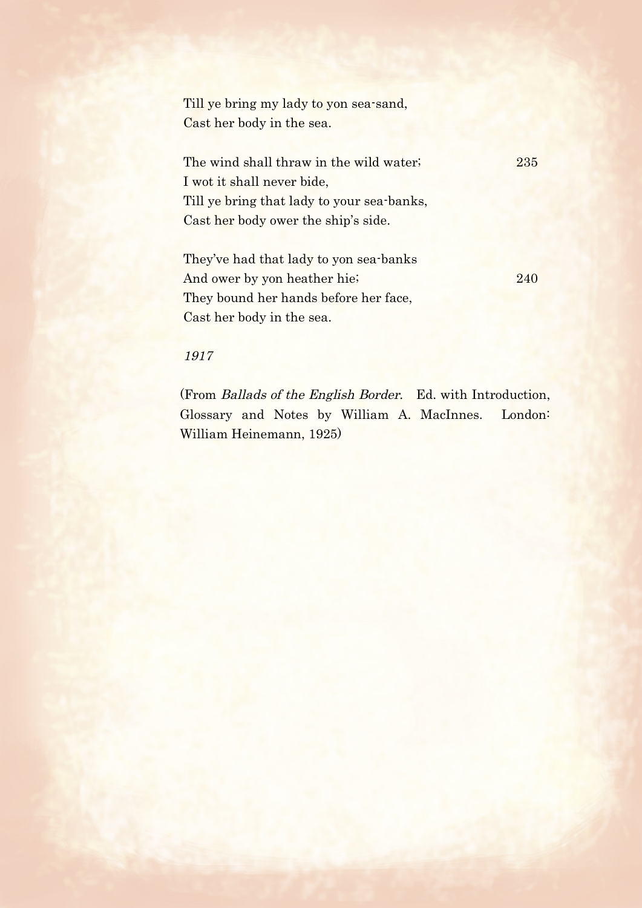Till ye bring my lady to yon sea-sand,  
Cast her body in the sea.

The wind shall thraw in the wild water; 235  
I wot it shall never bide,  
Till ye bring that lady to your sea-banks,  
Cast her body ower the ship's side.

They've had that lady to yon sea-banks  
And ower by yon heather hie; 240  
They bound her hands before her face,  
Cast her body in the sea.

*1917*

(From *Ballads of the English Border*. Ed. with Introduction, Glossary and Notes by William A. MacInnes. London: William Heinemann, 1925)